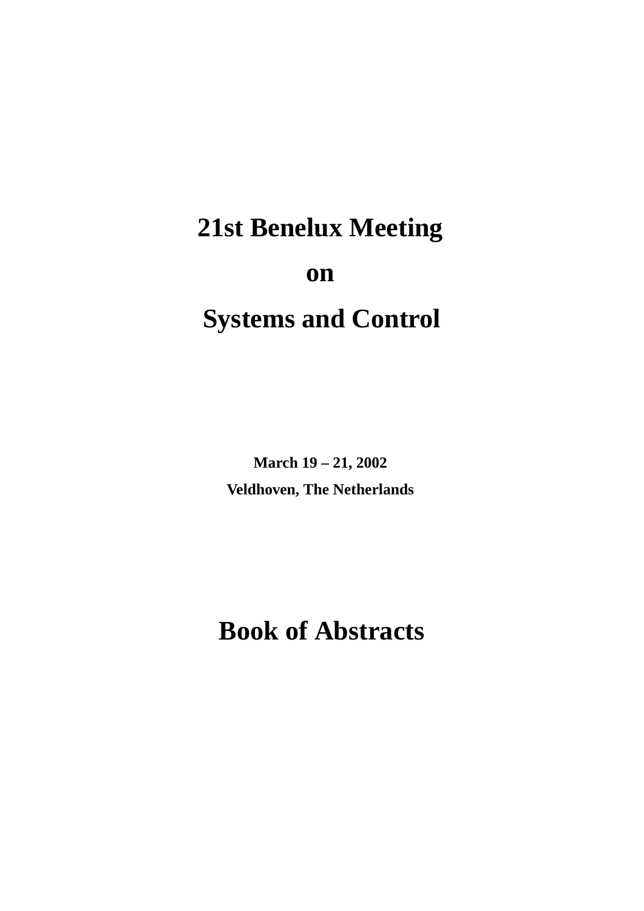# 21st Benelux Meeting

# on

# Systems and Control

**March 19 – 21, 2002**

**Veldhoven, The Netherlands**

# Book of Abstracts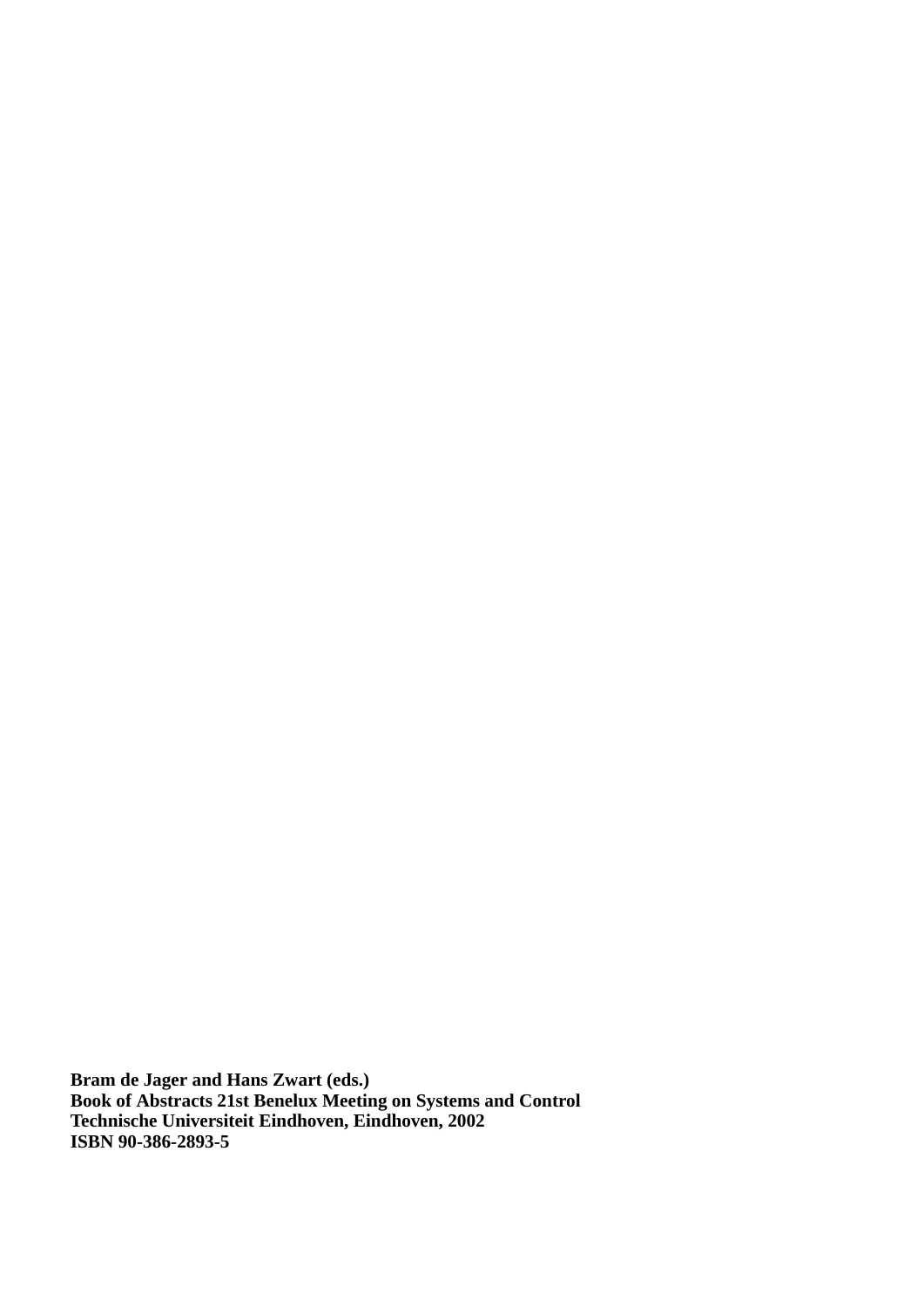**Bram de Jager and Hans Zwart (eds.)**
**Book of Abstracts 21st Benelux Meeting on Systems and Control**
**Technische Universiteit Eindhoven, Eindhoven, 2002**
**ISBN 90-386-2893-5**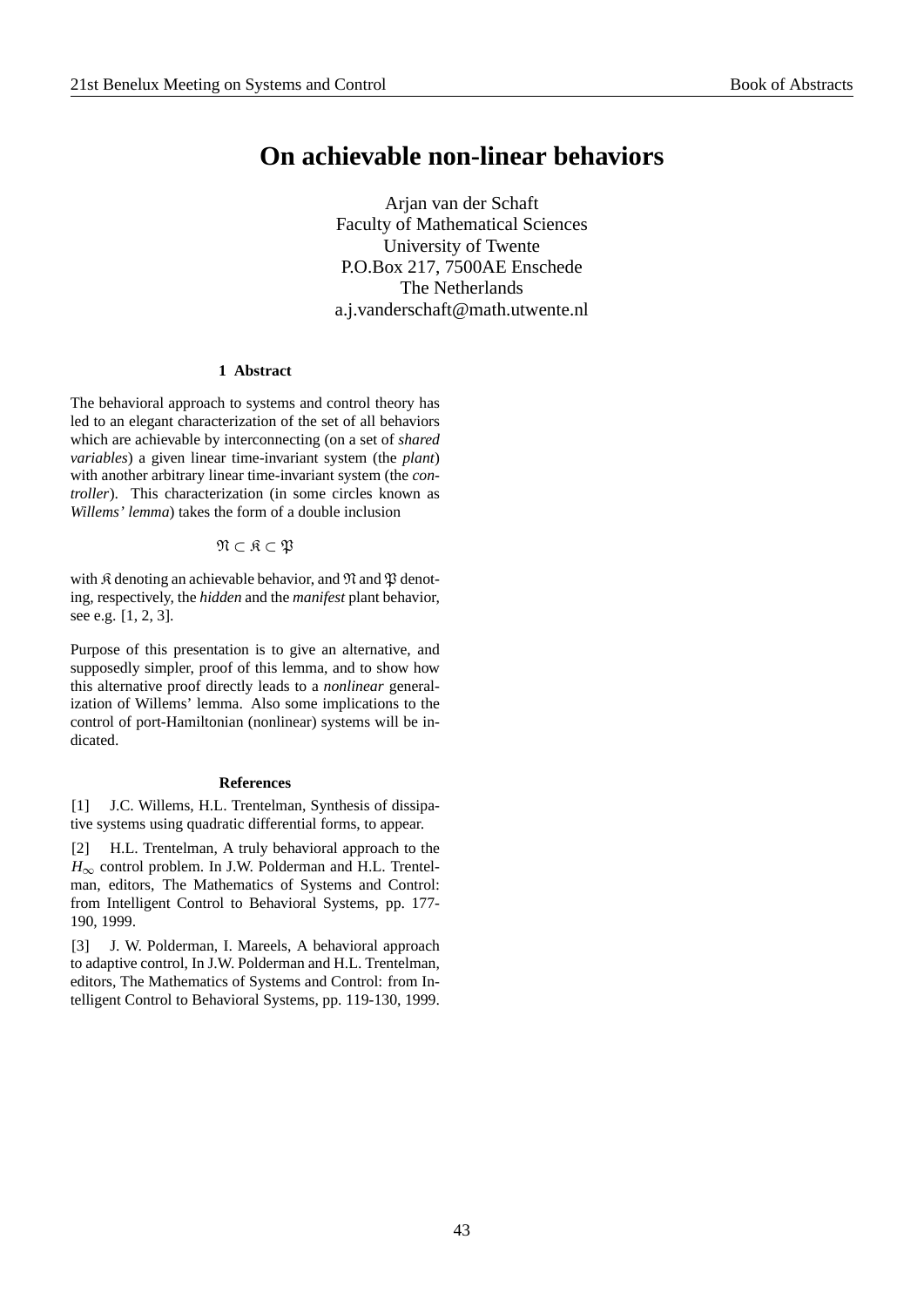# On achievable non-linear behaviors

Arjan van der Schaft
Faculty of Mathematical Sciences
University of Twente
P.O.Box 217, 7500AE Enschede
The Netherlands
a.j.vanderschaft@math.utwente.nl

## 1 Abstract

The behavioral approach to systems and control theory has led to an elegant characterization of the set of all behaviors which are achievable by interconnecting (on a set of *shared variables*) a given linear time-invariant system (the *plant*) with another arbitrary linear time-invariant system (the *controller*). This characterization (in some circles known as *Willems' lemma*) takes the form of a double inclusion

$$\mathfrak{N} \subset \mathfrak{K} \subset \mathfrak{P}$$

with $\mathfrak{K}$ denoting an achievable behavior, and $\mathfrak{N}$ and $\mathfrak{P}$ denoting, respectively, the *hidden* and the *manifest* plant behavior, see e.g. [1, 2, 3].

Purpose of this presentation is to give an alternative, and supposedly simpler, proof of this lemma, and to show how this alternative proof directly leads to a *nonlinear* generalization of Willems' lemma. Also some implications to the control of port-Hamiltonian (nonlinear) systems will be indicated.

### References

[1] J.C. Willems, H.L. Trentelman, Synthesis of dissipative systems using quadratic differential forms, to appear.

[2] H.L. Trentelman, A truly behavioral approach to the $H_\infty$ control problem. In J.W. Polderman and H.L. Trentelman, editors, The Mathematics of Systems and Control: from Intelligent Control to Behavioral Systems, pp. 177-190, 1999.

[3] J. W. Polderman, I. Mareels, A behavioral approach to adaptive control, In J.W. Polderman and H.L. Trentelman, editors, The Mathematics of Systems and Control: from Intelligent Control to Behavioral Systems, pp. 119-130, 1999.